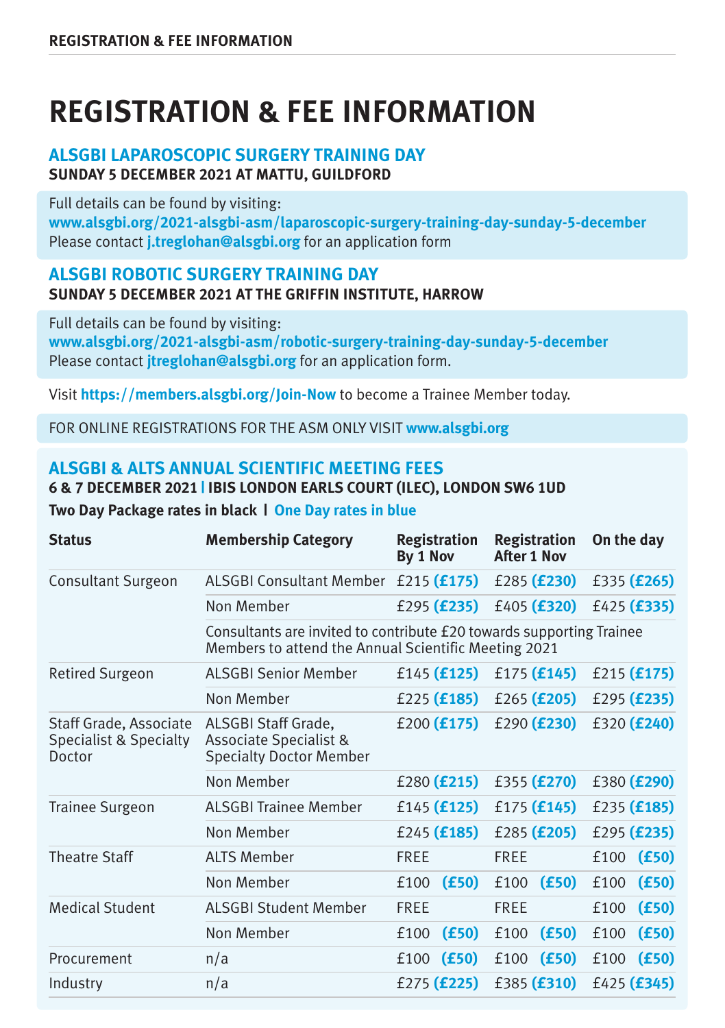# REGISTRATION & FEE INFORMATION

## ALSGBI LAPAROSCOPIC SURGERY TRAINING DAY

**SUNDAY 5 DECEMBER 2021 AT MATTU, GUILDFORD**

Full details can be found by visiting:
**www.alsgbi.org/2021-alsgbi-asm/laparoscopic-surgery-training-day-sunday-5-december**
Please contact **j.treglohan@alsgbi.org** for an application form

## ALSGBI ROBOTIC SURGERY TRAINING DAY

**SUNDAY 5 DECEMBER 2021 AT THE GRIFFIN INSTITUTE, HARROW**

Full details can be found by visiting:
**www.alsgbi.org/2021-alsgbi-asm/robotic-surgery-training-day-sunday-5-december**
Please contact **jtreglohan@alsgbi.org** for an application form.

Visit **https://members.alsgbi.org/Join-Now** to become a Trainee Member today.

FOR ONLINE REGISTRATIONS FOR THE ASM ONLY VISIT **www.alsgbi.org**

## ALSGBI & ALTS ANNUAL SCIENTIFIC MEETING FEES

**6 & 7 DECEMBER 2021 | IBIS LONDON EARLS COURT (ILEC), LONDON SW6 1UD**

**Two Day Package rates in black | One Day rates in blue**

| Status | Membership Category | Registration By 1 Nov | Registration After 1 Nov | On the day |
|---|---|---|---|---|
| Consultant Surgeon | ALSGBI Consultant Member | £215 **(£175)** | £285 **(£230)** | £335 **(£265)** |
| | Non Member | £295 **(£235)** | £405 **(£320)** | £425 **(£335)** |
| | Consultants are invited to contribute £20 towards supporting Trainee Members to attend the Annual Scientific Meeting 2021 | | | |
| Retired Surgeon | ALSGBI Senior Member | £145 **(£125)** | £175 **(£145)** | £215 **(£175)** |
| | Non Member | £225 **(£185)** | £265 **(£205)** | £295 **(£235)** |
| Staff Grade, Associate Specialist & Specialty Doctor | ALSGBI Staff Grade, Associate Specialist & Specialty Doctor Member | £200 **(£175)** | £290 **(£230)** | £320 **(£240)** |
| | Non Member | £280 **(£215)** | £355 **(£270)** | £380 **(£290)** |
| Trainee Surgeon | ALSGBI Trainee Member | £145 **(£125)** | £175 **(£145)** | £235 **(£185)** |
| | Non Member | £245 **(£185)** | £285 **(£205)** | £295 **(£235)** |
| Theatre Staff | ALTS Member | FREE | FREE | £100 **(£50)** |
| | Non Member | £100 **(£50)** | £100 **(£50)** | £100 **(£50)** |
| Medical Student | ALSGBI Student Member | FREE | FREE | £100 **(£50)** |
| | Non Member | £100 **(£50)** | £100 **(£50)** | £100 **(£50)** |
| Procurement | n/a | £100 **(£50)** | £100 **(£50)** | £100 **(£50)** |
| Industry | n/a | £275 **(£225)** | £385 **(£310)** | £425 **(£345)** |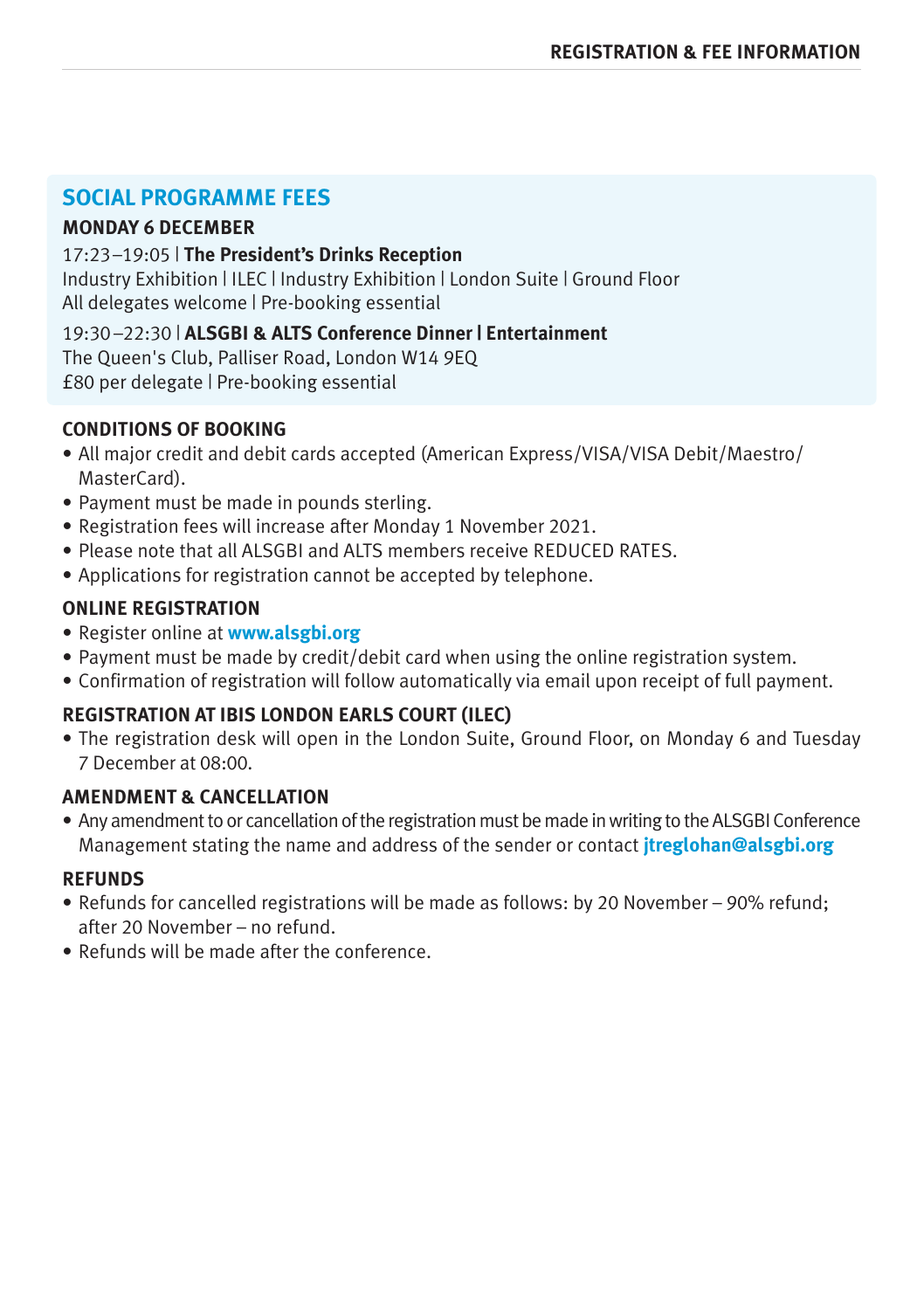## SOCIAL PROGRAMME FEES

**MONDAY 6 DECEMBER**

17:23–19:05 | **The President's Drinks Reception**
Industry Exhibition | ILEC | Industry Exhibition | London Suite | Ground Floor
All delegates welcome | Pre-booking essential

19:30–22:30 | **ALSGBI & ALTS Conference Dinner | Entertainment**
The Queen's Club, Palliser Road, London W14 9EQ
£80 per delegate | Pre-booking essential

**CONDITIONS OF BOOKING**

- All major credit and debit cards accepted (American Express/VISA/VISA Debit/Maestro/MasterCard).
- Payment must be made in pounds sterling.
- Registration fees will increase after Monday 1 November 2021.
- Please note that all ALSGBI and ALTS members receive REDUCED RATES.
- Applications for registration cannot be accepted by telephone.

**ONLINE REGISTRATION**

- Register online at **www.alsgbi.org**
- Payment must be made by credit/debit card when using the online registration system.
- Confirmation of registration will follow automatically via email upon receipt of full payment.

**REGISTRATION AT IBIS LONDON EARLS COURT (ILEC)**

- The registration desk will open in the London Suite, Ground Floor, on Monday 6 and Tuesday 7 December at 08:00.

**AMENDMENT & CANCELLATION**

- Any amendment to or cancellation of the registration must be made in writing to the ALSGBI Conference Management stating the name and address of the sender or contact **jtreglohan@alsgbi.org**

**REFUNDS**

- Refunds for cancelled registrations will be made as follows: by 20 November – 90% refund; after 20 November – no refund.
- Refunds will be made after the conference.